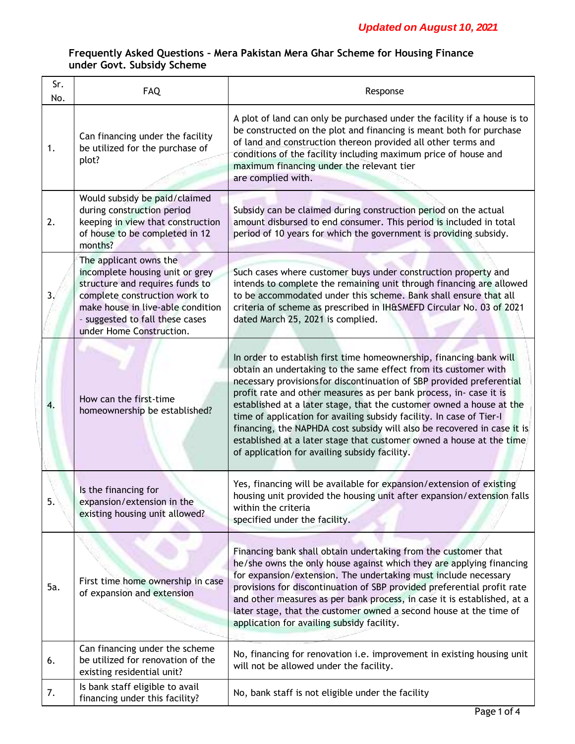*Updated on August 10, 2021*

## Frequently Asked Questions – Mera Pakistan Mera Ghar Scheme for Housing Finance under Govt. Subsidy Scheme

| Sr. No. | FAQ | Response |
|---|---|---|
| 1. | Can financing under the facility be utilized for the purchase of plot? | A plot of land can only be purchased under the facility if a house is to be constructed on the plot and financing is meant both for purchase of land and construction thereon provided all other terms and conditions of the facility including maximum price of house and maximum financing under the relevant tier are complied with. |
| 2. | Would subsidy be paid/claimed during construction period keeping in view that construction of house to be completed in 12 months? | Subsidy can be claimed during construction period on the actual amount disbursed to end consumer. This period is included in total period of 10 years for which the government is providing subsidy. |
| 3. | The applicant owns the incomplete housing unit or grey structure and requires funds to complete construction work to make house in live-able condition – suggested to fall these cases under Home Construction. | Such cases where customer buys under construction property and intends to complete the remaining unit through financing are allowed to be accommodated under this scheme. Bank shall ensure that all criteria of scheme as prescribed in IH&SMEFD Circular No. 03 of 2021 dated March 25, 2021 is complied. |
| 4. | How can the first-time homeownership be established? | In order to establish first time homeownership, financing bank will obtain an undertaking to the same effect from its customer with necessary provisions for discontinuation of SBP provided preferential profit rate and other measures as per bank process, in- case it is established at a later stage, that the customer owned a house at the time of application for availing subsidy facility. In case of Tier-I financing, the NAPHDA cost subsidy will also be recovered in case it is established at a later stage that customer owned a house at the time of application for availing subsidy facility. |
| 5. | Is the financing for expansion/extension in the existing housing unit allowed? | Yes, financing will be available for expansion/extension of existing housing unit provided the housing unit after expansion/extension falls within the criteria specified under the facility. |
| 5a. | First time home ownership in case of expansion and extension | Financing bank shall obtain undertaking from the customer that he/she owns the only house against which they are applying financing for expansion/extension. The undertaking must include necessary provisions for discontinuation of SBP provided preferential profit rate and other measures as per bank process, in case it is established, at a later stage, that the customer owned a second house at the time of application for availing subsidy facility. |
| 6. | Can financing under the scheme be utilized for renovation of the existing residential unit? | No, financing for renovation i.e. improvement in existing housing unit will not be allowed under the facility. |
| 7. | Is bank staff eligible to avail financing under this facility? | No, bank staff is not eligible under the facility |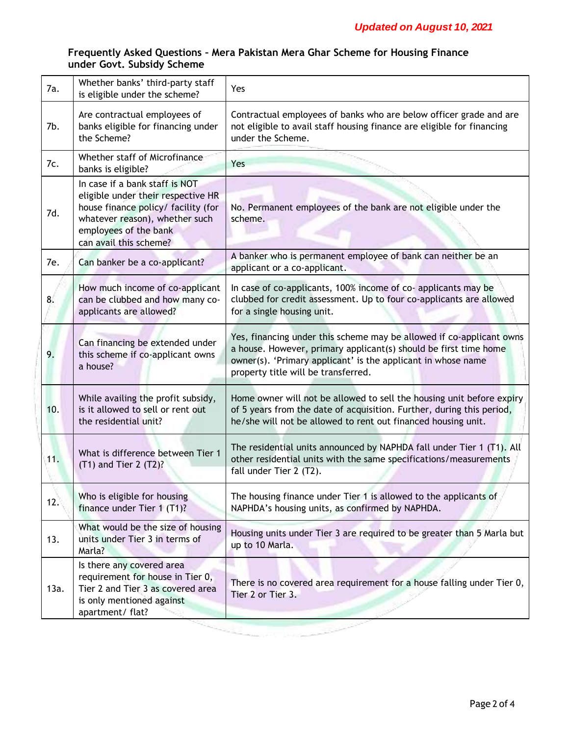*Updated on August 10, 2021*

**Frequently Asked Questions – Mera Pakistan Mera Ghar Scheme for Housing Finance under Govt. Subsidy Scheme**

| | | |
|---|---|---|
| 7a. | Whether banks' third-party staff is eligible under the scheme? | Yes |
| 7b. | Are contractual employees of banks eligible for financing under the Scheme? | Contractual employees of banks who are below officer grade and are not eligible to avail staff housing finance are eligible for financing under the Scheme. |
| 7c. | Whether staff of Microfinance banks is eligible? | Yes |
| 7d. | In case if a bank staff is NOT eligible under their respective HR house finance policy/ facility (for whatever reason), whether such employees of the bank can avail this scheme? | No. Permanent employees of the bank are not eligible under the scheme. |
| 7e. | Can banker be a co-applicant? | A banker who is permanent employee of bank can neither be an applicant or a co-applicant. |
| 8. | How much income of co-applicant can be clubbed and how many co-applicants are allowed? | In case of co-applicants, 100% income of co- applicants may be clubbed for credit assessment. Up to four co-applicants are allowed for a single housing unit. |
| 9. | Can financing be extended under this scheme if co-applicant owns a house? | Yes, financing under this scheme may be allowed if co-applicant owns a house. However, primary applicant(s) should be first time home owner(s). 'Primary applicant' is the applicant in whose name property title will be transferred. |
| 10. | While availing the profit subsidy, is it allowed to sell or rent out the residential unit? | Home owner will not be allowed to sell the housing unit before expiry of 5 years from the date of acquisition. Further, during this period, he/she will not be allowed to rent out financed housing unit. |
| 11. | What is difference between Tier 1 (T1) and Tier 2 (T2)? | The residential units announced by NAPHDA fall under Tier 1 (T1). All other residential units with the same specifications/measurements fall under Tier 2 (T2). |
| 12. | Who is eligible for housing finance under Tier 1 (T1)? | The housing finance under Tier 1 is allowed to the applicants of NAPHDA's housing units, as confirmed by NAPHDA. |
| 13. | What would be the size of housing units under Tier 3 in terms of Marla? | Housing units under Tier 3 are required to be greater than 5 Marla but up to 10 Marla. |
| 13a. | Is there any covered area requirement for house in Tier 0, Tier 2 and Tier 3 as covered area is only mentioned against apartment/ flat? | There is no covered area requirement for a house falling under Tier 0, Tier 2 or Tier 3. |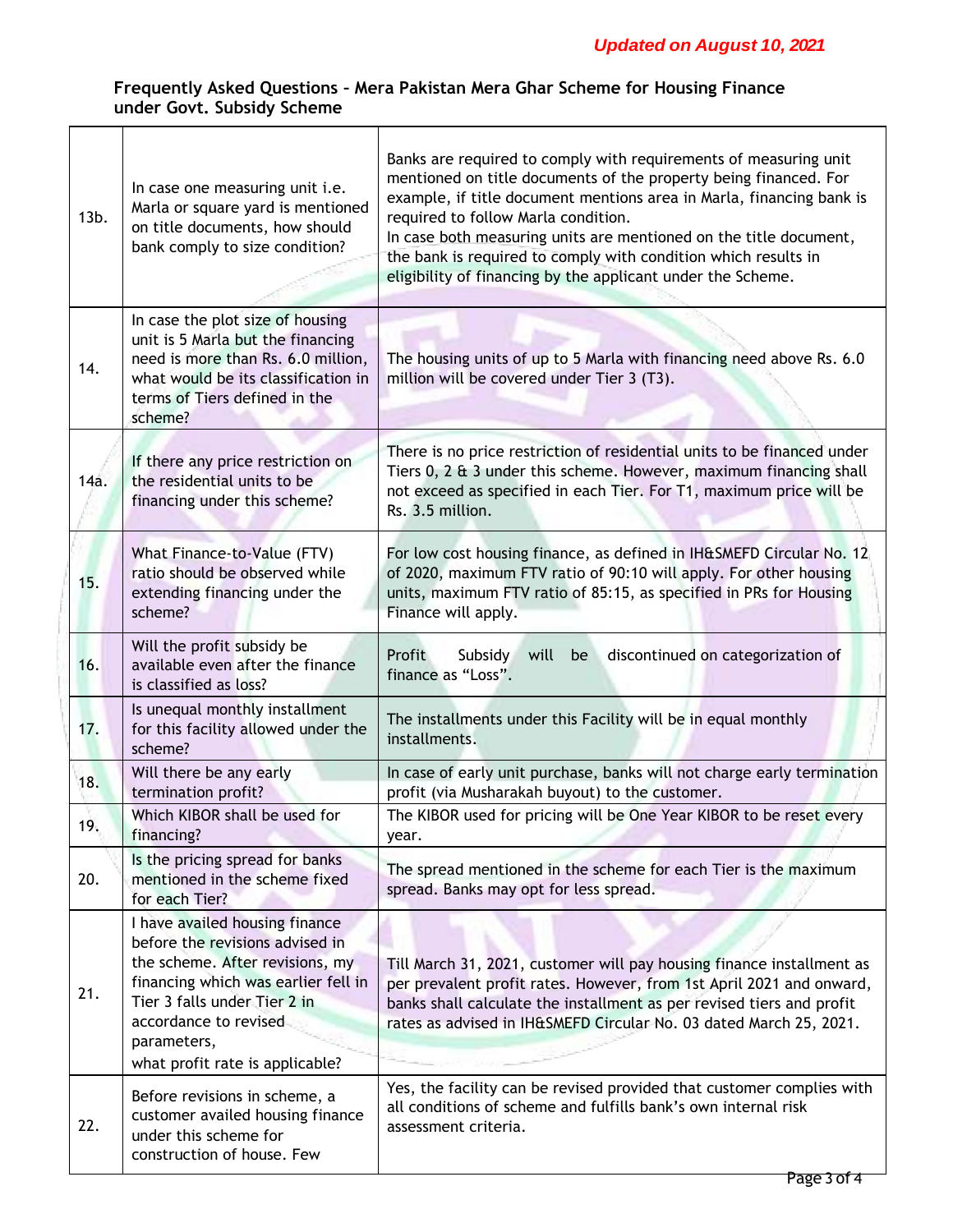*Updated on August 10, 2021*

**Frequently Asked Questions – Mera Pakistan Mera Ghar Scheme for Housing Finance under Govt. Subsidy Scheme**

| | | |
|---|---|---|
| 13b. | In case one measuring unit i.e. Marla or square yard is mentioned on title documents, how should bank comply to size condition? | Banks are required to comply with requirements of measuring unit mentioned on title documents of the property being financed. For example, if title document mentions area in Marla, financing bank is required to follow Marla condition.<br>In case both measuring units are mentioned on the title document, the bank is required to comply with condition which results in eligibility of financing by the applicant under the Scheme. |
| 14. | In case the plot size of housing unit is 5 Marla but the financing need is more than Rs. 6.0 million, what would be its classification in terms of Tiers defined in the scheme? | The housing units of up to 5 Marla with financing need above Rs. 6.0 million will be covered under Tier 3 (T3). |
| 14a. | If there any price restriction on the residential units to be financing under this scheme? | There is no price restriction of residential units to be financed under Tiers 0, 2 & 3 under this scheme. However, maximum financing shall not exceed as specified in each Tier. For T1, maximum price will be Rs. 3.5 million. |
| 15. | What Finance-to-Value (FTV) ratio should be observed while extending financing under the scheme? | For low cost housing finance, as defined in IH&SMEFD Circular No. 12 of 2020, maximum FTV ratio of 90:10 will apply. For other housing units, maximum FTV ratio of 85:15, as specified in PRs for Housing Finance will apply. |
| 16. | Will the profit subsidy be available even after the finance is classified as loss? | Profit Subsidy will be discontinued on categorization of finance as “Loss”. |
| 17. | Is unequal monthly installment for this facility allowed under the scheme? | The installments under this Facility will be in equal monthly installments. |
| 18. | Will there be any early termination profit? | In case of early unit purchase, banks will not charge early termination profit (via Musharakah buyout) to the customer. |
| 19. | Which KIBOR shall be used for financing? | The KIBOR used for pricing will be One Year KIBOR to be reset every year. |
| 20. | Is the pricing spread for banks mentioned in the scheme fixed for each Tier? | The spread mentioned in the scheme for each Tier is the maximum spread. Banks may opt for less spread. |
| 21. | I have availed housing finance before the revisions advised in the scheme. After revisions, my financing which was earlier fell in Tier 3 falls under Tier 2 in accordance to revised parameters,<br>what profit rate is applicable? | Till March 31, 2021, customer will pay housing finance installment as per prevalent profit rates. However, from 1st April 2021 and onward, banks shall calculate the installment as per revised tiers and profit rates as advised in IH&SMEFD Circular No. 03 dated March 25, 2021. |
| 22. | Before revisions in scheme, a customer availed housing finance under this scheme for construction of house. Few | Yes, the facility can be revised provided that customer complies with all conditions of scheme and fulfills bank’s own internal risk assessment criteria. |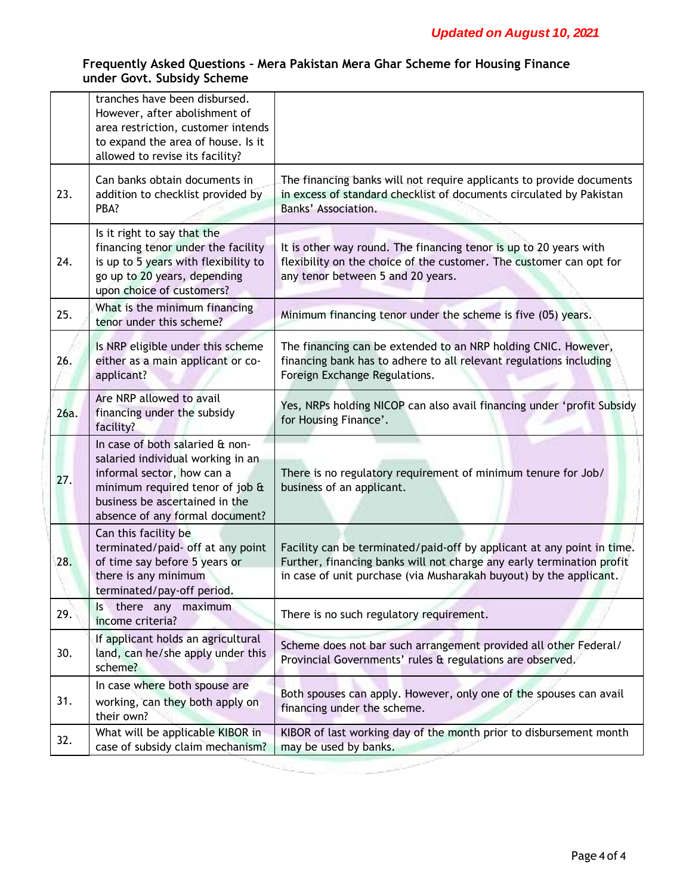*Updated on August 10, 2021*

**Frequently Asked Questions – Mera Pakistan Mera Ghar Scheme for Housing Finance under Govt. Subsidy Scheme**

| | | |
|---|---|---|
| | tranches have been disbursed. However, after abolishment of area restriction, customer intends to expand the area of house. Is it allowed to revise its facility? | |
| 23. | Can banks obtain documents in addition to checklist provided by PBA? | The financing banks will not require applicants to provide documents in excess of standard checklist of documents circulated by Pakistan Banks' Association. |
| 24. | Is it right to say that the financing tenor under the facility is up to 5 years with flexibility to go up to 20 years, depending upon choice of customers? | It is other way round. The financing tenor is up to 20 years with flexibility on the choice of the customer. The customer can opt for any tenor between 5 and 20 years. |
| 25. | What is the minimum financing tenor under this scheme? | Minimum financing tenor under the scheme is five (05) years. |
| 26. | Is NRP eligible under this scheme either as a main applicant or co-applicant? | The financing can be extended to an NRP holding CNIC. However, financing bank has to adhere to all relevant regulations including Foreign Exchange Regulations. |
| 26a. | Are NRP allowed to avail financing under the subsidy facility? | Yes, NRPs holding NICOP can also avail financing under 'profit Subsidy for Housing Finance'. |
| 27. | In case of both salaried & non-salaried individual working in an informal sector, how can a minimum required tenor of job & business be ascertained in the absence of any formal document? | There is no regulatory requirement of minimum tenure for Job/ business of an applicant. |
| 28. | Can this facility be terminated/paid- off at any point of time say before 5 years or there is any minimum terminated/pay-off period. | Facility can be terminated/paid-off by applicant at any point in time. Further, financing banks will not charge any early termination profit in case of unit purchase (via Musharakah buyout) by the applicant. |
| 29. | Is there any maximum income criteria? | There is no such regulatory requirement. |
| 30. | If applicant holds an agricultural land, can he/she apply under this scheme? | Scheme does not bar such arrangement provided all other Federal/ Provincial Governments' rules & regulations are observed. |
| 31. | In case where both spouse are working, can they both apply on their own? | Both spouses can apply. However, only one of the spouses can avail financing under the scheme. |
| 32. | What will be applicable KIBOR in case of subsidy claim mechanism? | KIBOR of last working day of the month prior to disbursement month may be used by banks. |